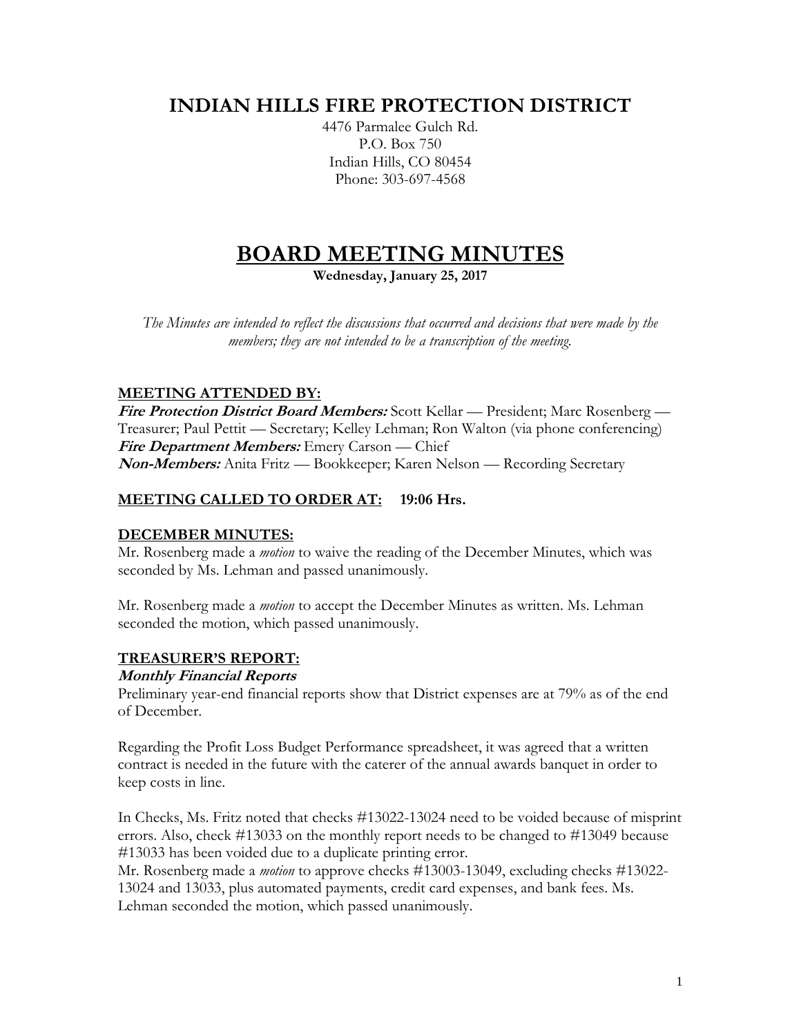# INDIAN HILLS FIRE PROTECTION DISTRICT

4476 Parmalee Gulch Rd.
P.O. Box 750
Indian Hills, CO 80454
Phone: 303-697-4568

# BOARD MEETING MINUTES

**Wednesday, January 25, 2017**

*The Minutes are intended to reflect the discussions that occurred and decisions that were made by the members; they are not intended to be a transcription of the meeting.*

## MEETING ATTENDED BY:

***Fire Protection District Board Members:*** Scott Kellar — President; Marc Rosenberg — Treasurer; Paul Pettit — Secretary; Kelley Lehman; Ron Walton (via phone conferencing)
***Fire Department Members:*** Emery Carson — Chief
***Non-Members:*** Anita Fritz — Bookkeeper; Karen Nelson — Recording Secretary

## MEETING CALLED TO ORDER AT: 19:06 Hrs.

## DECEMBER MINUTES:

Mr. Rosenberg made a *motion* to waive the reading of the December Minutes, which was seconded by Ms. Lehman and passed unanimously.

Mr. Rosenberg made a *motion* to accept the December Minutes as written. Ms. Lehman seconded the motion, which passed unanimously.

## TREASURER'S REPORT:

### *Monthly Financial Reports*

Preliminary year-end financial reports show that District expenses are at 79% as of the end of December.

Regarding the Profit Loss Budget Performance spreadsheet, it was agreed that a written contract is needed in the future with the caterer of the annual awards banquet in order to keep costs in line.

In Checks, Ms. Fritz noted that checks #13022-13024 need to be voided because of misprint errors. Also, check #13033 on the monthly report needs to be changed to #13049 because #13033 has been voided due to a duplicate printing error.
Mr. Rosenberg made a *motion* to approve checks #13003-13049, excluding checks #13022-13024 and 13033, plus automated payments, credit card expenses, and bank fees. Ms. Lehman seconded the motion, which passed unanimously.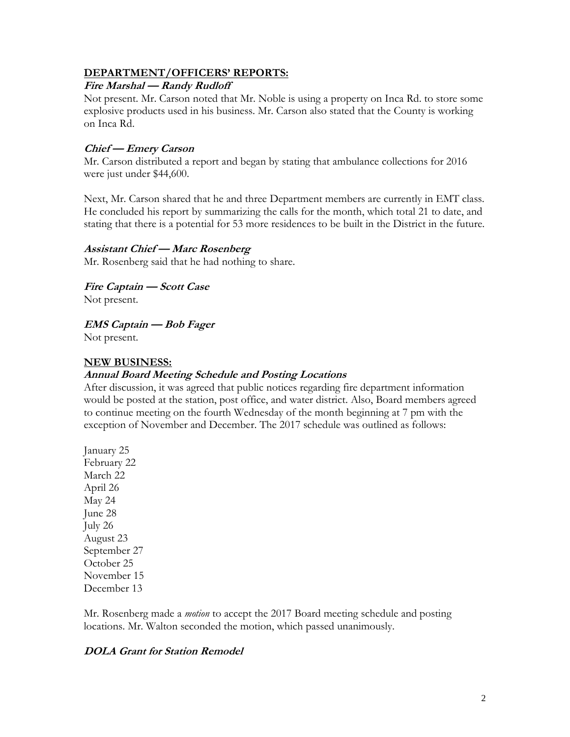## DEPARTMENT/OFFICERS' REPORTS:

### *Fire Marshal — Randy Rudloff*

Not present. Mr. Carson noted that Mr. Noble is using a property on Inca Rd. to store some explosive products used in his business. Mr. Carson also stated that the County is working on Inca Rd.

### *Chief — Emery Carson*

Mr. Carson distributed a report and began by stating that ambulance collections for 2016 were just under $44,600.

Next, Mr. Carson shared that he and three Department members are currently in EMT class. He concluded his report by summarizing the calls for the month, which total 21 to date, and stating that there is a potential for 53 more residences to be built in the District in the future.

### *Assistant Chief — Marc Rosenberg*

Mr. Rosenberg said that he had nothing to share.

### *Fire Captain — Scott Case*

Not present.

### *EMS Captain — Bob Fager*

Not present.

## NEW BUSINESS:

### *Annual Board Meeting Schedule and Posting Locations*

After discussion, it was agreed that public notices regarding fire department information would be posted at the station, post office, and water district. Also, Board members agreed to continue meeting on the fourth Wednesday of the month beginning at 7 pm with the exception of November and December. The 2017 schedule was outlined as follows:

January 25
February 22
March 22
April 26
May 24
June 28
July 26
August 23
September 27
October 25
November 15
December 13

Mr. Rosenberg made a *motion* to accept the 2017 Board meeting schedule and posting locations. Mr. Walton seconded the motion, which passed unanimously.

### *DOLA Grant for Station Remodel*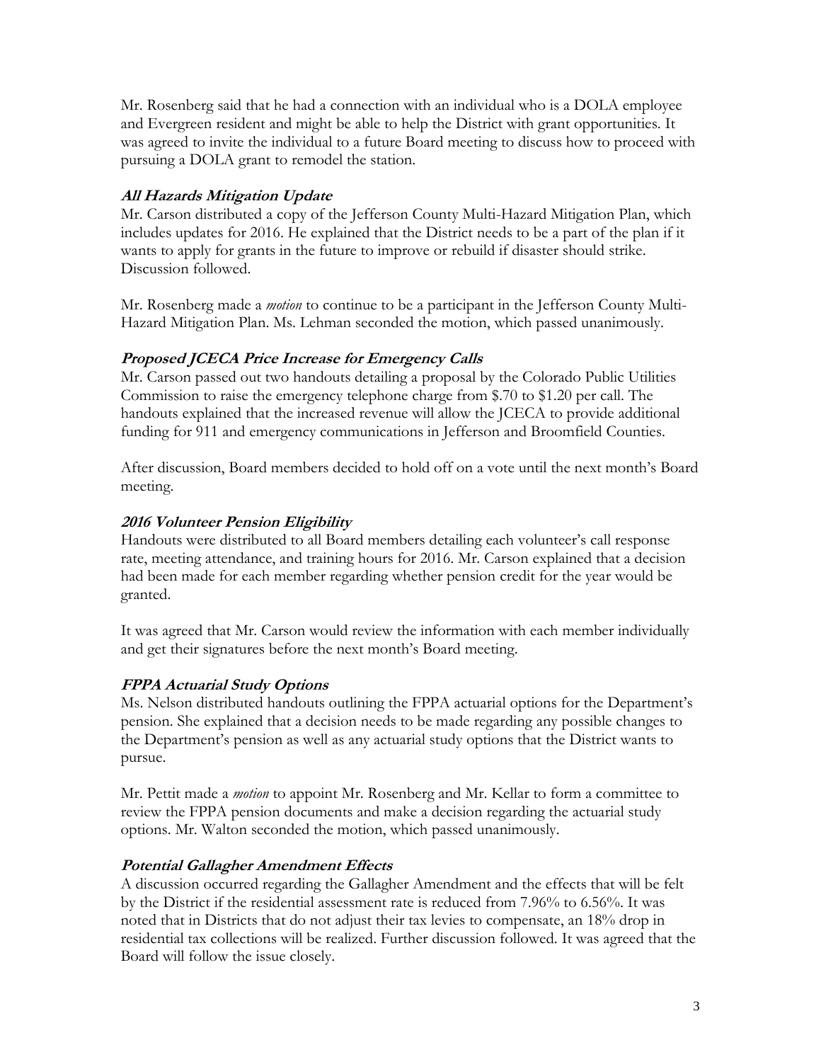Mr. Rosenberg said that he had a connection with an individual who is a DOLA employee and Evergreen resident and might be able to help the District with grant opportunities. It was agreed to invite the individual to a future Board meeting to discuss how to proceed with pursuing a DOLA grant to remodel the station.

### *All Hazards Mitigation Update*

Mr. Carson distributed a copy of the Jefferson County Multi-Hazard Mitigation Plan, which includes updates for 2016. He explained that the District needs to be a part of the plan if it wants to apply for grants in the future to improve or rebuild if disaster should strike. Discussion followed.

Mr. Rosenberg made a *motion* to continue to be a participant in the Jefferson County Multi-Hazard Mitigation Plan. Ms. Lehman seconded the motion, which passed unanimously.

### *Proposed JCECA Price Increase for Emergency Calls*

Mr. Carson passed out two handouts detailing a proposal by the Colorado Public Utilities Commission to raise the emergency telephone charge from $.70 to $1.20 per call. The handouts explained that the increased revenue will allow the JCECA to provide additional funding for 911 and emergency communications in Jefferson and Broomfield Counties.

After discussion, Board members decided to hold off on a vote until the next month's Board meeting.

### *2016 Volunteer Pension Eligibility*

Handouts were distributed to all Board members detailing each volunteer's call response rate, meeting attendance, and training hours for 2016. Mr. Carson explained that a decision had been made for each member regarding whether pension credit for the year would be granted.

It was agreed that Mr. Carson would review the information with each member individually and get their signatures before the next month's Board meeting.

### *FPPA Actuarial Study Options*

Ms. Nelson distributed handouts outlining the FPPA actuarial options for the Department's pension. She explained that a decision needs to be made regarding any possible changes to the Department's pension as well as any actuarial study options that the District wants to pursue.

Mr. Pettit made a *motion* to appoint Mr. Rosenberg and Mr. Kellar to form a committee to review the FPPA pension documents and make a decision regarding the actuarial study options. Mr. Walton seconded the motion, which passed unanimously.

### *Potential Gallagher Amendment Effects*

A discussion occurred regarding the Gallagher Amendment and the effects that will be felt by the District if the residential assessment rate is reduced from 7.96% to 6.56%. It was noted that in Districts that do not adjust their tax levies to compensate, an 18% drop in residential tax collections will be realized. Further discussion followed. It was agreed that the Board will follow the issue closely.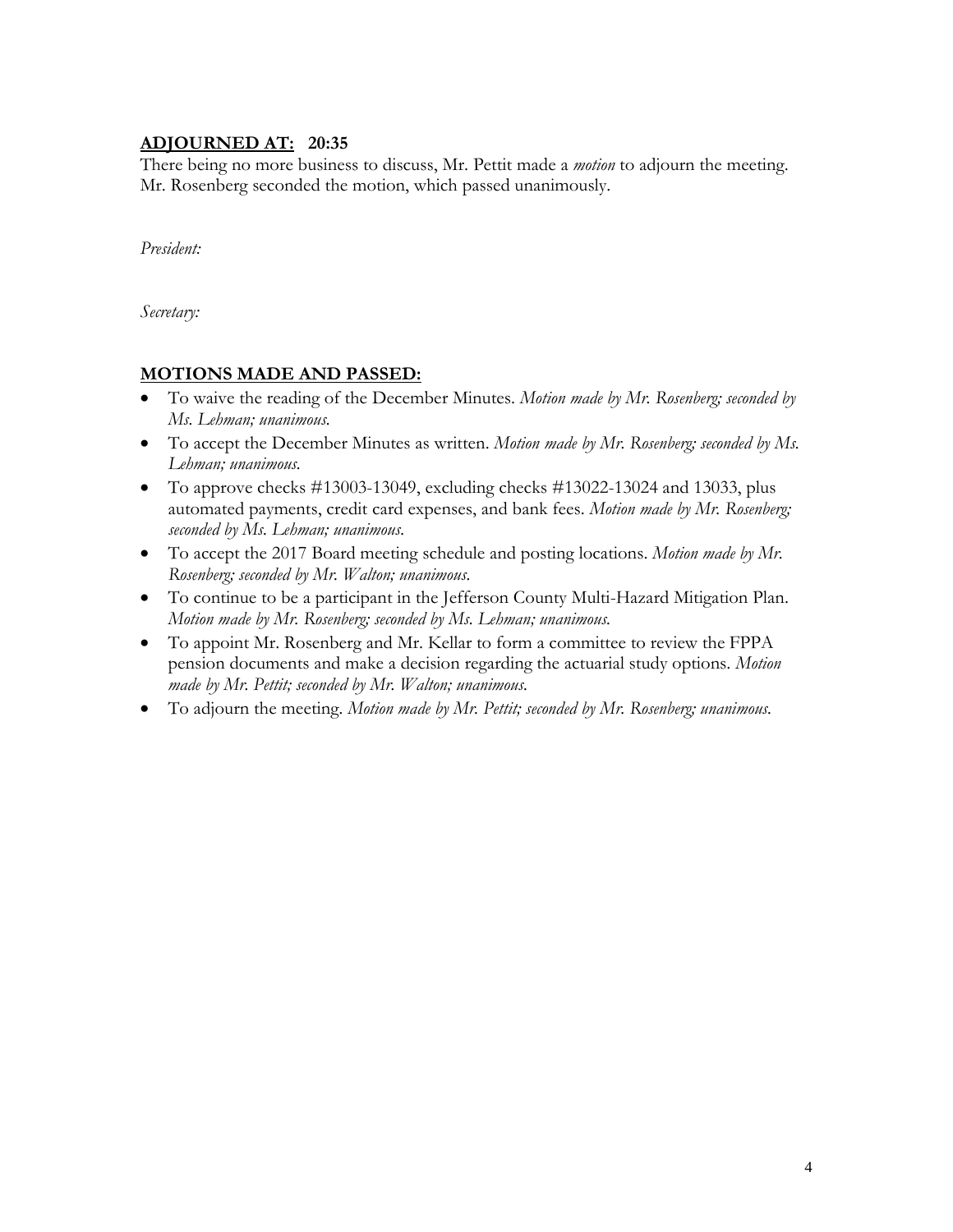**ADJOURNED AT: 20:35**

There being no more business to discuss, Mr. Pettit made a *motion* to adjourn the meeting. Mr. Rosenberg seconded the motion, which passed unanimously.

*President:*

*Secretary:*

**MOTIONS MADE AND PASSED:**

- To waive the reading of the December Minutes. *Motion made by Mr. Rosenberg; seconded by Ms. Lehman; unanimous.*
- To accept the December Minutes as written. *Motion made by Mr. Rosenberg; seconded by Ms. Lehman; unanimous.*
- To approve checks #13003-13049, excluding checks #13022-13024 and 13033, plus automated payments, credit card expenses, and bank fees. *Motion made by Mr. Rosenberg; seconded by Ms. Lehman; unanimous.*
- To accept the 2017 Board meeting schedule and posting locations. *Motion made by Mr. Rosenberg; seconded by Mr. Walton; unanimous.*
- To continue to be a participant in the Jefferson County Multi-Hazard Mitigation Plan. *Motion made by Mr. Rosenberg; seconded by Ms. Lehman; unanimous.*
- To appoint Mr. Rosenberg and Mr. Kellar to form a committee to review the FPPA pension documents and make a decision regarding the actuarial study options. *Motion made by Mr. Pettit; seconded by Mr. Walton; unanimous.*
- To adjourn the meeting. *Motion made by Mr. Pettit; seconded by Mr. Rosenberg; unanimous.*